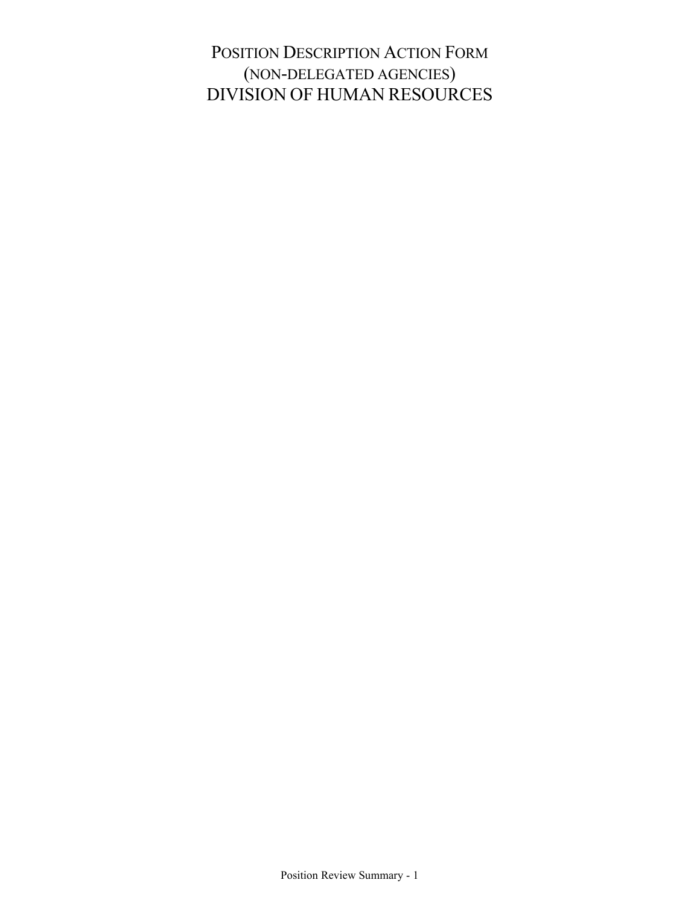# Position Description Action Form
# (non-delegated agencies)
# DIVISION OF HUMAN RESOURCES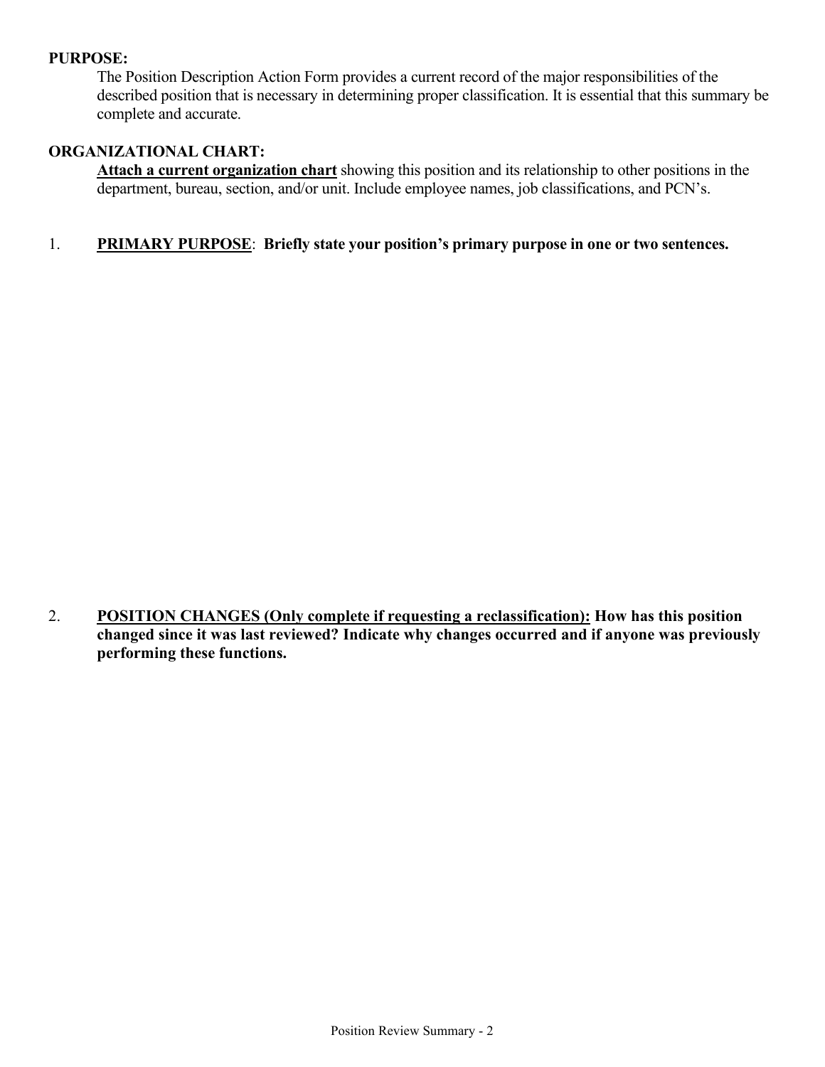**PURPOSE:**

The Position Description Action Form provides a current record of the major responsibilities of the described position that is necessary in determining proper classification. It is essential that this summary be complete and accurate.

**ORGANIZATIONAL CHART:**

**Attach a current organization chart** showing this position and its relationship to other positions in the department, bureau, section, and/or unit. Include employee names, job classifications, and PCN's.

1. **PRIMARY PURPOSE**: **Briefly state your position's primary purpose in one or two sentences.**

2. **POSITION CHANGES (Only complete if requesting a reclassification): How has this position changed since it was last reviewed? Indicate why changes occurred and if anyone was previously performing these functions.**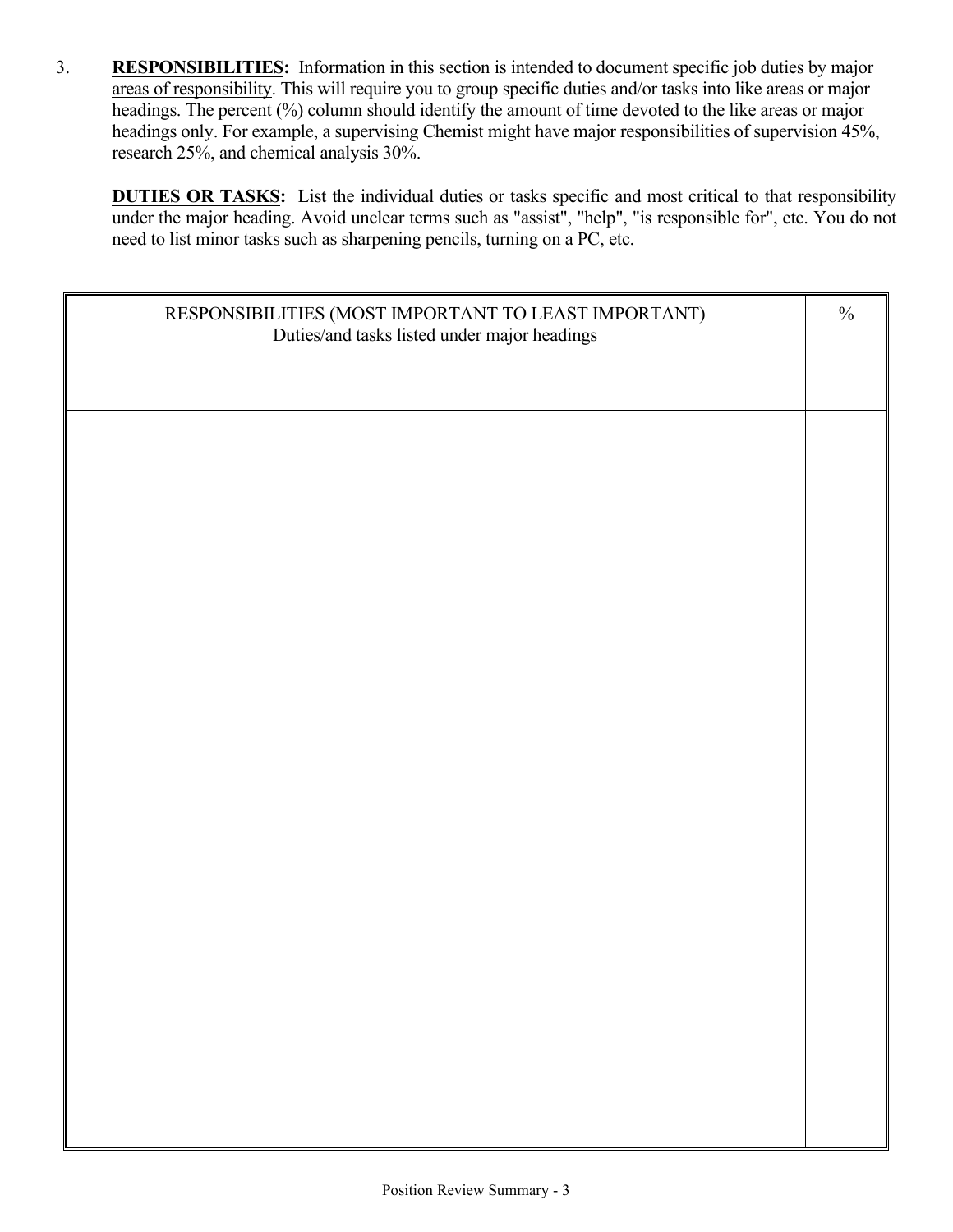3. **RESPONSIBILITIES:** Information in this section is intended to document specific job duties by <u>major areas of responsibility</u>. This will require you to group specific duties and/or tasks into like areas or major headings. The percent (%) column should identify the amount of time devoted to the like areas or major headings only. For example, a supervising Chemist might have major responsibilities of supervision 45%, research 25%, and chemical analysis 30%.

   **<u>DUTIES OR TASKS</u>:** List the individual duties or tasks specific and most critical to that responsibility under the major heading. Avoid unclear terms such as "assist", "help", "is responsible for", etc. You do not need to list minor tasks such as sharpening pencils, turning on a PC, etc.

| RESPONSIBILITIES (MOST IMPORTANT TO LEAST IMPORTANT)<br>Duties/and tasks listed under major headings | % |
|---|---|
| | |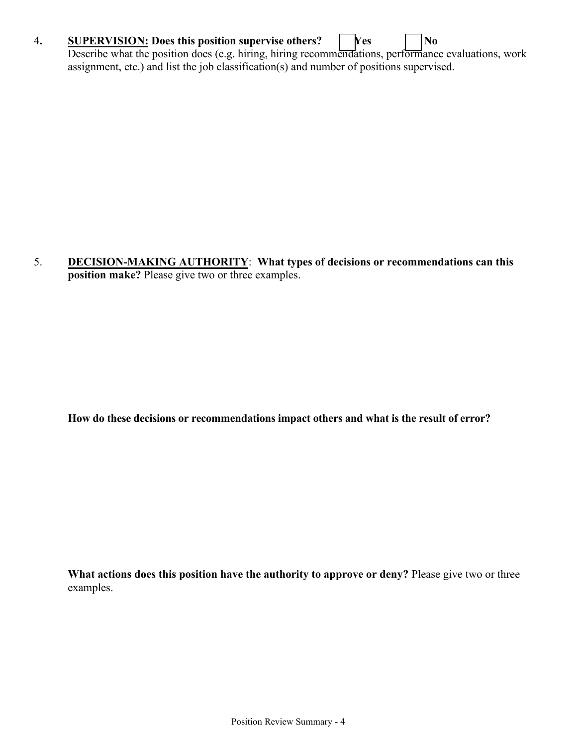4. **<u>SUPERVISION:</u> Does this position supervise others?** ☐ **Yes** ☐ **No**

Describe what the position does (e.g. hiring, hiring recommendations, performance evaluations, work assignment, etc.) and list the job classification(s) and number of positions supervised.

5. **<u>DECISION-MAKING AUTHORITY</u>: What types of decisions or recommendations can this position make?** Please give two or three examples.

**How do these decisions or recommendations impact others and what is the result of error?**

**What actions does this position have the authority to approve or deny?** Please give two or three examples.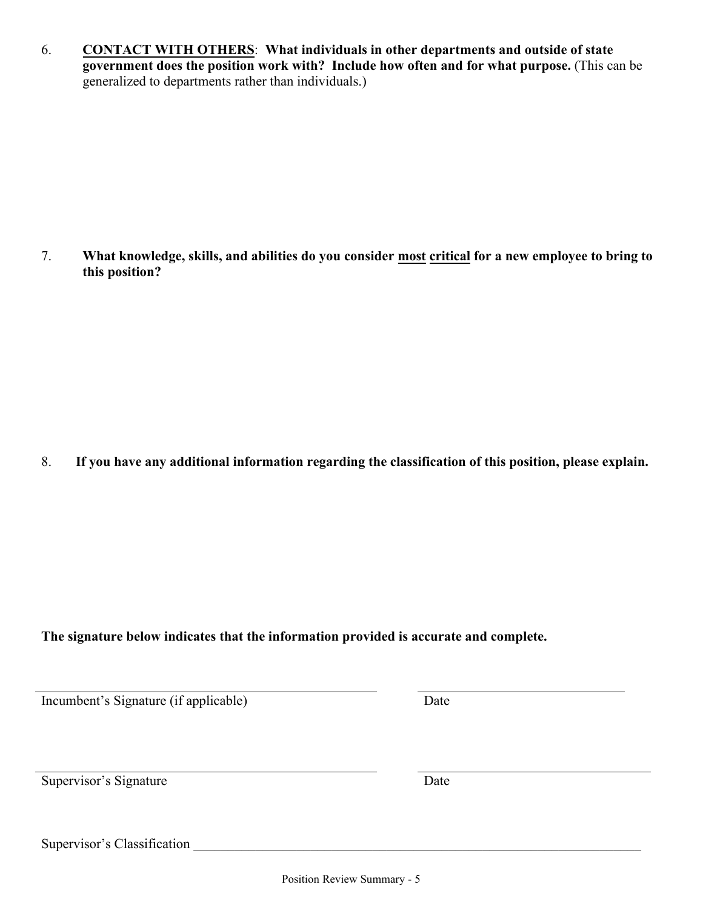6. **<u>CONTACT WITH OTHERS</u>: What individuals in other departments and outside of state government does the position work with? Include how often and for what purpose.** (This can be generalized to departments rather than individuals.)

7. **What knowledge, skills, and abilities do you consider <u>most</u> <u>critical</u> for a new employee to bring to this position?**

8. **If you have any additional information regarding the classification of this position, please explain.**

**The signature below indicates that the information provided is accurate and complete.**

\_\_\_\_\_\_\_\_\_\_\_\_\_\_\_\_\_\_\_\_\_\_\_\_\_\_\_\_\_\_\_\_\_\_\_\_\_\_\_\_ \_\_\_\_\_\_\_\_\_\_\_\_\_\_\_\_\_\_\_\_\_\_\_\_
Incumbent's Signature (if applicable) Date

\_\_\_\_\_\_\_\_\_\_\_\_\_\_\_\_\_\_\_\_\_\_\_\_\_\_\_\_\_\_\_\_\_\_\_\_\_\_\_\_ \_\_\_\_\_\_\_\_\_\_\_\_\_\_\_\_\_\_\_\_\_\_\_\_
Supervisor's Signature Date

Supervisor's Classification \_\_\_\_\_\_\_\_\_\_\_\_\_\_\_\_\_\_\_\_\_\_\_\_\_\_\_\_\_\_\_\_\_\_\_\_\_\_\_\_\_\_\_\_\_\_\_\_\_\_